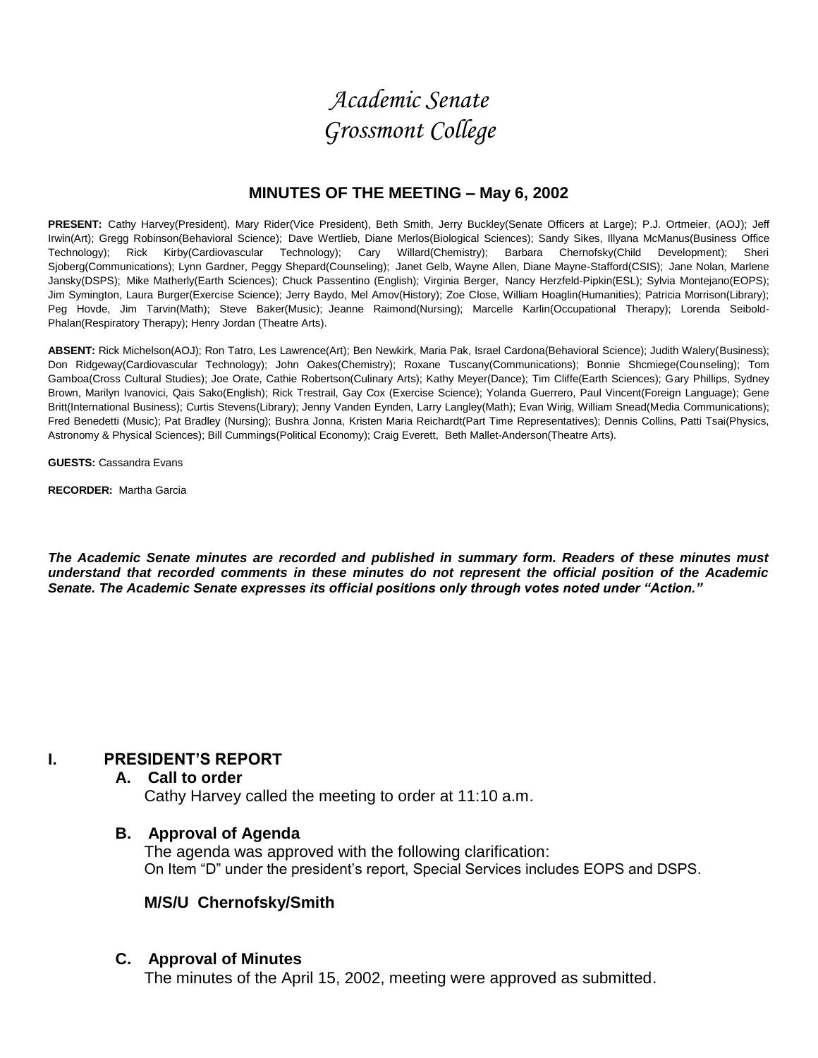# *Academic Senate*
# *Grossmont College*

## MINUTES OF THE MEETING – May 6, 2002

**PRESENT:** Cathy Harvey(President), Mary Rider(Vice President), Beth Smith, Jerry Buckley(Senate Officers at Large); P.J. Ortmeier, (AOJ); Jeff Irwin(Art); Gregg Robinson(Behavioral Science); Dave Wertlieb, Diane Merlos(Biological Sciences); Sandy Sikes, Illyana McManus(Business Office Technology); Rick Kirby(Cardiovascular Technology); Cary Willard(Chemistry); Barbara Chernofsky(Child Development); Sheri Sjoberg(Communications); Lynn Gardner, Peggy Shepard(Counseling); Janet Gelb, Wayne Allen, Diane Mayne-Stafford(CSIS); Jane Nolan, Marlene Jansky(DSPS); Mike Matherly(Earth Sciences); Chuck Passentino (English); Virginia Berger, Nancy Herzfeld-Pipkin(ESL); Sylvia Montejano(EOPS); Jim Symington, Laura Burger(Exercise Science); Jerry Baydo, Mel Amov(History); Zoe Close, William Hoaglin(Humanities); Patricia Morrison(Library); Peg Hovde, Jim Tarvin(Math); Steve Baker(Music); Jeanne Raimond(Nursing); Marcelle Karlin(Occupational Therapy); Lorenda Seibold-Phalan(Respiratory Therapy); Henry Jordan (Theatre Arts).

**ABSENT:** Rick Michelson(AOJ); Ron Tatro, Les Lawrence(Art); Ben Newkirk, Maria Pak, Israel Cardona(Behavioral Science); Judith Walery(Business); Don Ridgeway(Cardiovascular Technology); John Oakes(Chemistry); Roxane Tuscany(Communications); Bonnie Shcmiege(Counseling); Tom Gamboa(Cross Cultural Studies); Joe Orate, Cathie Robertson(Culinary Arts); Kathy Meyer(Dance); Tim Cliffe(Earth Sciences); Gary Phillips, Sydney Brown, Marilyn Ivanovici, Qais Sako(English); Rick Trestrail, Gay Cox (Exercise Science); Yolanda Guerrero, Paul Vincent(Foreign Language); Gene Britt(International Business); Curtis Stevens(Library); Jenny Vanden Eynden, Larry Langley(Math); Evan Wirig, William Snead(Media Communications); Fred Benedetti (Music); Pat Bradley (Nursing); Bushra Jonna, Kristen Maria Reichardt(Part Time Representatives); Dennis Collins, Patti Tsai(Physics, Astronomy & Physical Sciences); Bill Cummings(Political Economy); Craig Everett, Beth Mallet-Anderson(Theatre Arts).

**GUESTS:** Cassandra Evans

**RECORDER:** Martha Garcia

***The Academic Senate minutes are recorded and published in summary form. Readers of these minutes must understand that recorded comments in these minutes do not represent the official position of the Academic Senate. The Academic Senate expresses its official positions only through votes noted under "Action."***

## I. PRESIDENT'S REPORT

### A. Call to order

Cathy Harvey called the meeting to order at 11:10 a.m.

### B. Approval of Agenda

The agenda was approved with the following clarification:
On Item "D" under the president's report, Special Services includes EOPS and DSPS.

**M/S/U Chernofsky/Smith**

### C. Approval of Minutes

The minutes of the April 15, 2002, meeting were approved as submitted.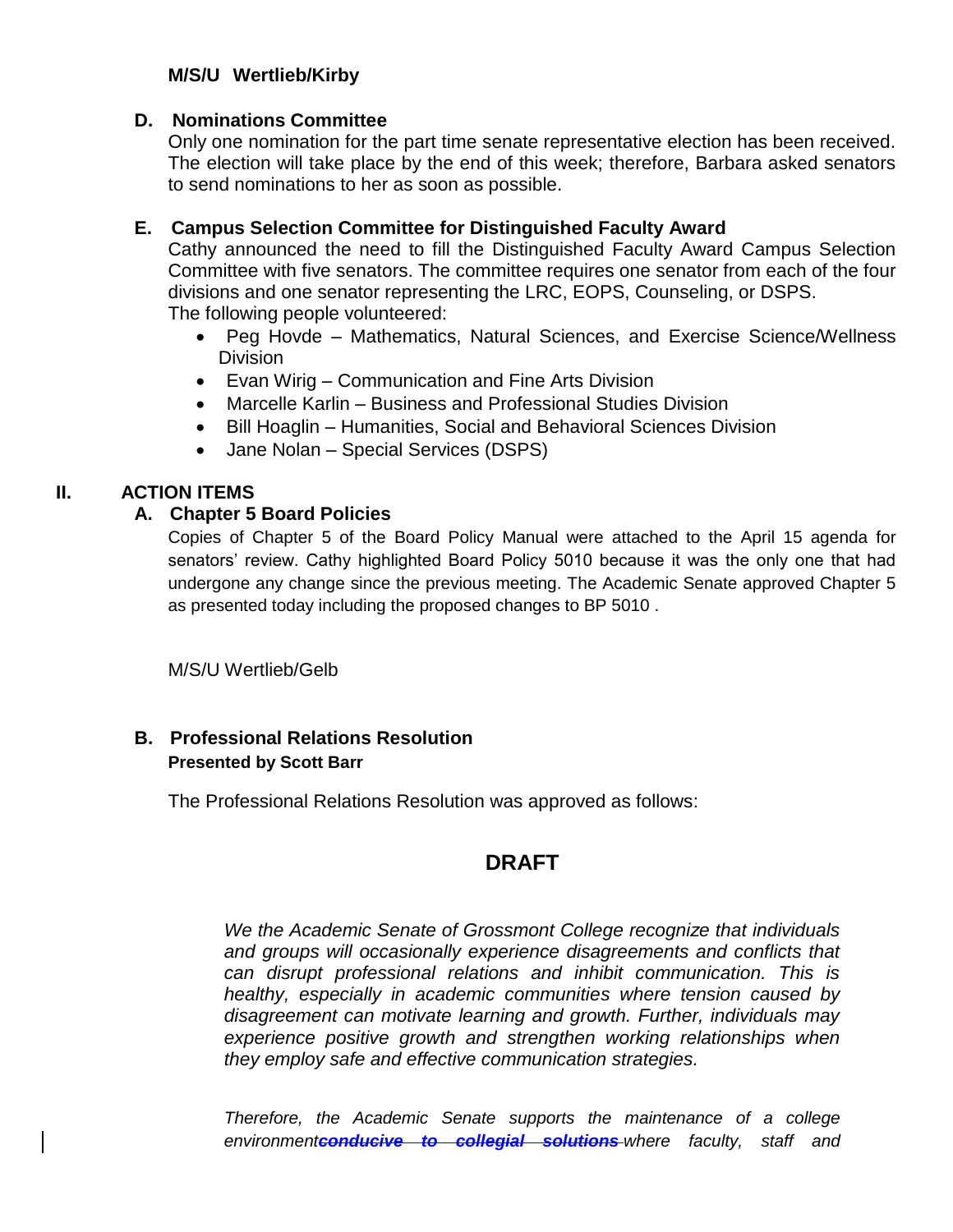**M/S/U Wertlieb/Kirby**

**D. Nominations Committee**

Only one nomination for the part time senate representative election has been received. The election will take place by the end of this week; therefore, Barbara asked senators to send nominations to her as soon as possible.

**E. Campus Selection Committee for Distinguished Faculty Award**

Cathy announced the need to fill the Distinguished Faculty Award Campus Selection Committee with five senators. The committee requires one senator from each of the four divisions and one senator representing the LRC, EOPS, Counseling, or DSPS.
The following people volunteered:

- Peg Hovde – Mathematics, Natural Sciences, and Exercise Science/Wellness Division
- Evan Wirig – Communication and Fine Arts Division
- Marcelle Karlin – Business and Professional Studies Division
- Bill Hoaglin – Humanities, Social and Behavioral Sciences Division
- Jane Nolan – Special Services (DSPS)

## II. ACTION ITEMS

**A. Chapter 5 Board Policies**

Copies of Chapter 5 of the Board Policy Manual were attached to the April 15 agenda for senators' review. Cathy highlighted Board Policy 5010 because it was the only one that had undergone any change since the previous meeting. The Academic Senate approved Chapter 5 as presented today including the proposed changes to BP 5010 .

M/S/U Wertlieb/Gelb

**B. Professional Relations Resolution**
**Presented by Scott Barr**

The Professional Relations Resolution was approved as follows:

## DRAFT

*We the Academic Senate of Grossmont College recognize that individuals and groups will occasionally experience disagreements and conflicts that can disrupt professional relations and inhibit communication. This is healthy, especially in academic communities where tension caused by disagreement can motivate learning and growth. Further, individuals may experience positive growth and strengthen working relationships when they employ safe and effective communication strategies.*

*Therefore, the Academic Senate supports the maintenance of a college environment~~**conducive to collegial solutions**~~ where faculty, staff and*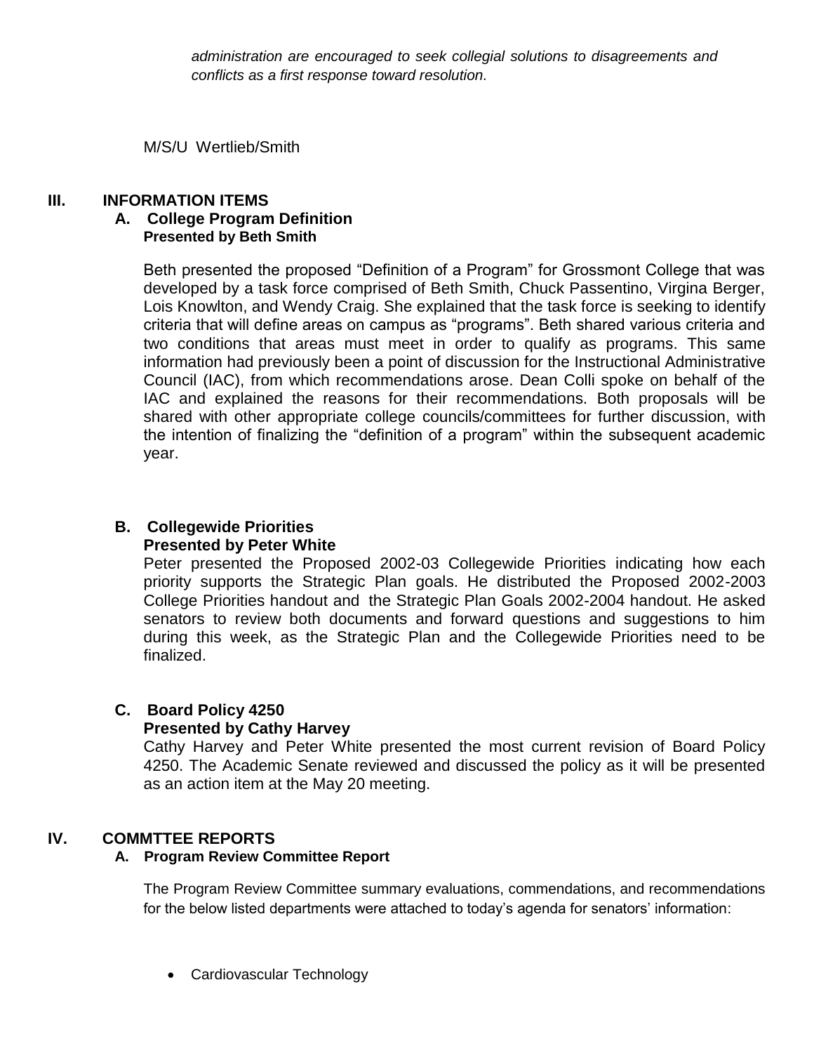*administration are encouraged to seek collegial solutions to disagreements and conflicts as a first response toward resolution.*

M/S/U Wertlieb/Smith

## III. INFORMATION ITEMS

### A. College Program Definition

**Presented by Beth Smith**

Beth presented the proposed "Definition of a Program" for Grossmont College that was developed by a task force comprised of Beth Smith, Chuck Passentino, Virgina Berger, Lois Knowlton, and Wendy Craig. She explained that the task force is seeking to identify criteria that will define areas on campus as "programs". Beth shared various criteria and two conditions that areas must meet in order to qualify as programs. This same information had previously been a point of discussion for the Instructional Administrative Council (IAC), from which recommendations arose. Dean Colli spoke on behalf of the IAC and explained the reasons for their recommendations. Both proposals will be shared with other appropriate college councils/committees for further discussion, with the intention of finalizing the "definition of a program" within the subsequent academic year.

### B. Collegewide Priorities

**Presented by Peter White**

Peter presented the Proposed 2002-03 Collegewide Priorities indicating how each priority supports the Strategic Plan goals. He distributed the Proposed 2002-2003 College Priorities handout and the Strategic Plan Goals 2002-2004 handout. He asked senators to review both documents and forward questions and suggestions to him during this week, as the Strategic Plan and the Collegewide Priorities need to be finalized.

### C. Board Policy 4250

**Presented by Cathy Harvey**

Cathy Harvey and Peter White presented the most current revision of Board Policy 4250. The Academic Senate reviewed and discussed the policy as it will be presented as an action item at the May 20 meeting.

## IV. COMMTTEE REPORTS

### A. Program Review Committee Report

The Program Review Committee summary evaluations, commendations, and recommendations for the below listed departments were attached to today's agenda for senators' information:

- Cardiovascular Technology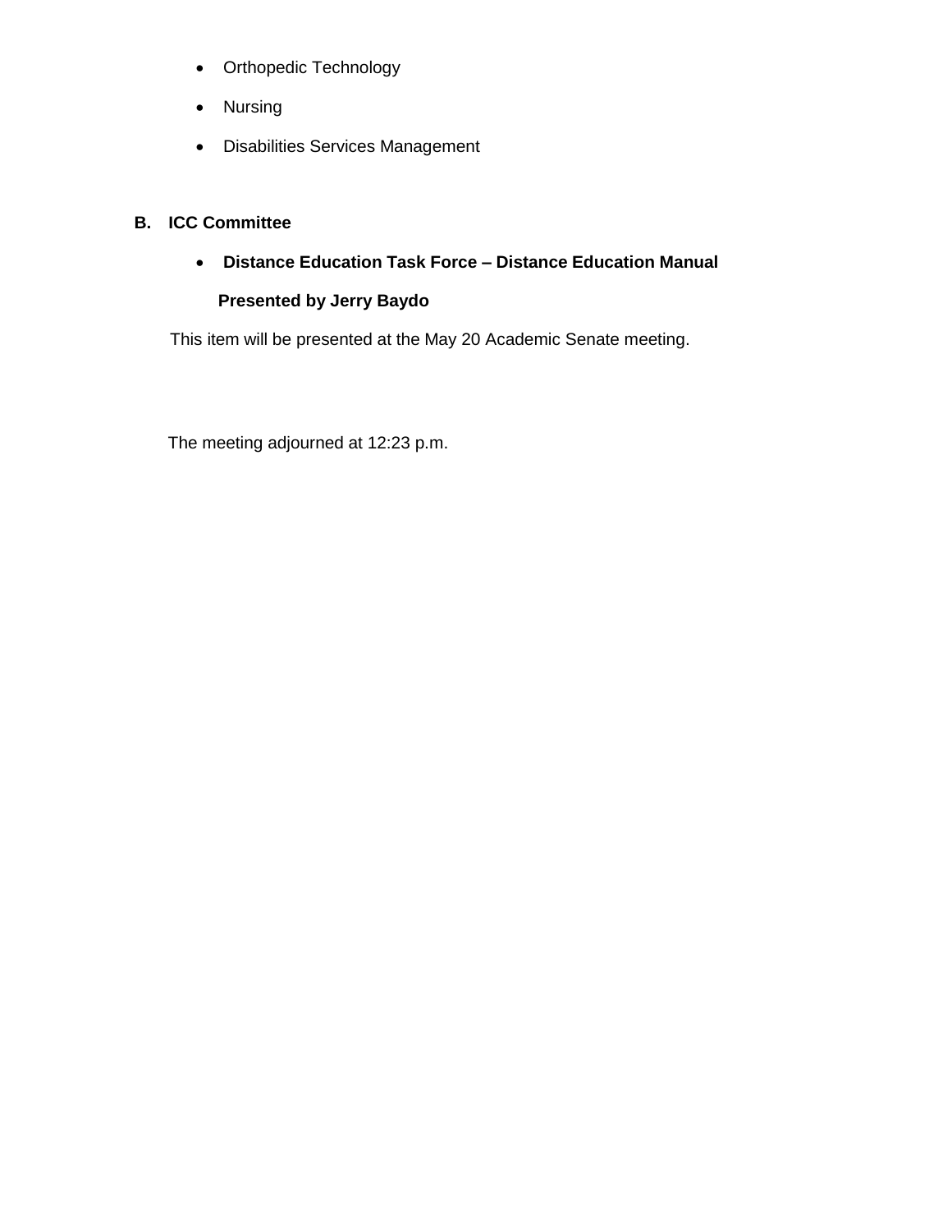- Orthopedic Technology
- Nursing
- Disabilities Services Management

**B. ICC Committee**

- **Distance Education Task Force – Distance Education Manual**

  **Presented by Jerry Baydo**

This item will be presented at the May 20 Academic Senate meeting.

The meeting adjourned at 12:23 p.m.